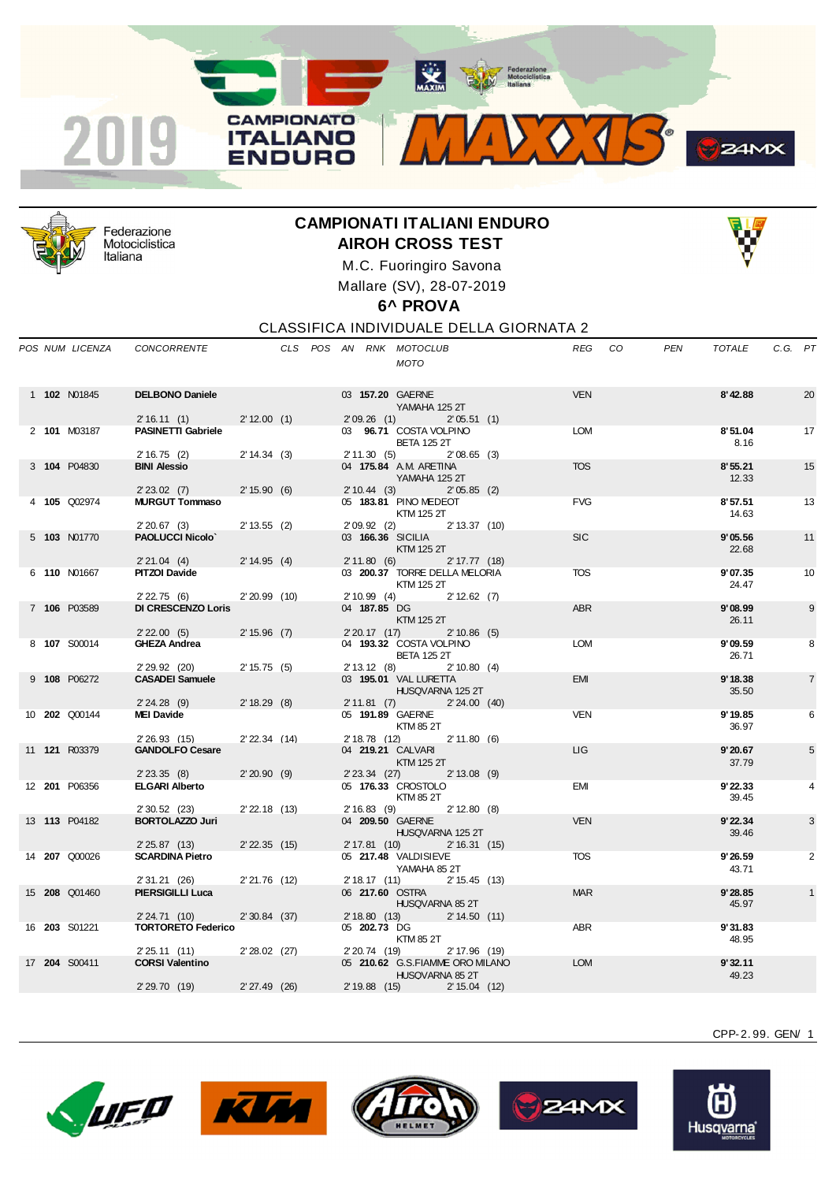# CAMPIONATI ITALIANI ENDURO

## AIROH CROSS TEST

M.C. Fuoringiro Savona

Mallare (SV), 28-07-2019

**6^ PROVA**

CLASSIFICA INDIVIDUALE DELLA GIORNATA 2

| POS | NUM | LICENZA | CONCORRENTE | CLS | POS | AN | RNK | MOTOCLUB / MOTO | REG | CO | PEN | TOTALE | C.G. | PT |
|---|---|---|---|---|---|---|---|---|---|---|---|---|---|---|
| 1 | **102** | N01845 | **DELBONO Daniele** | | | 03 | **157.20** | GAERNE / YAMAHA 125 2T | VEN | | | **8'42.88** | | 20 |
| | | | 2'16.11 (1) | 2'12.00 (1) | | 2'09.26 (1) | | 2'05.51 (1) | | | | | | |
| 2 | **101** | M03187 | **PASINETTI Gabriele** | | | 03 | **96.71** | COSTA VOLPINO / BETA 125 2T | LOM | | | **8'51.04** 8.16 | | 17 |
| | | | 2'16.75 (2) | 2'14.34 (3) | | 2'11.30 (5) | | 2'08.65 (3) | | | | | | |
| 3 | **104** | P04830 | **BINI Alessio** | | | 04 | **175.84** | A.M. ARETINA / YAMAHA 125 2T | TOS | | | **8'55.21** 12.33 | | 15 |
| | | | 2'23.02 (7) | 2'15.90 (6) | | 2'10.44 (3) | | 2'05.85 (2) | | | | | | |
| 4 | **105** | Q02974 | **MURGUT Tommaso** | | | 05 | **183.81** | PINO MEDEOT / KTM 125 2T | FVG | | | **8'57.51** 14.63 | | 13 |
| | | | 2'20.67 (3) | 2'13.55 (2) | | 2'09.92 (2) | | 2'13.37 (10) | | | | | | |
| 5 | **103** | N01770 | **PAOLUCCI Nicolo`** | | | 03 | **166.36** | SICILIA / KTM 125 2T | SIC | | | **9'05.56** 22.68 | | 11 |
| | | | 2'21.04 (4) | 2'14.95 (4) | | 2'11.80 (6) | | 2'17.77 (18) | | | | | | |
| 6 | **110** | N01667 | **PITZOI Davide** | | | 03 | **200.37** | TORRE DELLA MELORIA / KTM 125 2T | TOS | | | **9'07.35** 24.47 | | 10 |
| | | | 2'22.75 (6) | 2'20.99 (10) | | 2'10.99 (4) | | 2'12.62 (7) | | | | | | |
| 7 | **106** | P03589 | **DI CRESCENZO Loris** | | | 04 | **187.85** | DG / KTM 125 2T | ABR | | | **9'08.99** 26.11 | | 9 |
| | | | 2'22.00 (5) | 2'15.96 (7) | | 2'20.17 (17) | | 2'10.86 (5) | | | | | | |
| 8 | **107** | S00014 | **GHEZA Andrea** | | | 04 | **193.32** | COSTA VOLPINO / BETA 125 2T | LOM | | | **9'09.59** 26.71 | | 8 |
| | | | 2'29.92 (20) | 2'15.75 (5) | | 2'13.12 (8) | | 2'10.80 (4) | | | | | | |
| 9 | **108** | P06272 | **CASADEI Samuele** | | | 03 | **195.01** | VAL LURETTA / HUSQVARNA 125 2T | EMI | | | **9'18.38** 35.50 | | 7 |
| | | | 2'24.28 (9) | 2'18.29 (8) | | 2'11.81 (7) | | 2'24.00 (40) | | | | | | |
| 10 | **202** | Q00144 | **MEI Davide** | | | 05 | **191.89** | GAERNE / KTM 85 2T | VEN | | | **9'19.85** 36.97 | | 6 |
| | | | 2'26.93 (15) | 2'22.34 (14) | | 2'18.78 (12) | | 2'11.80 (6) | | | | | | |
| 11 | **121** | R03379 | **GANDOLFO Cesare** | | | 04 | **219.21** | CALVARI / KTM 125 2T | LIG | | | **9'20.67** 37.79 | | 5 |
| | | | 2'23.35 (8) | 2'20.90 (9) | | 2'23.34 (27) | | 2'13.08 (9) | | | | | | |
| 12 | **201** | P06356 | **ELGARI Alberto** | | | 05 | **176.33** | CROSTOLO / KTM 85 2T | EMI | | | **9'22.33** 39.45 | | 4 |
| | | | 2'30.52 (23) | 2'22.18 (13) | | 2'16.83 (9) | | 2'12.80 (8) | | | | | | |
| 13 | **113** | P04182 | **BORTOLAZZO Juri** | | | 04 | **209.50** | GAERNE / HUSQVARNA 125 2T | VEN | | | **9'22.34** 39.46 | | 3 |
| | | | 2'25.87 (13) | 2'22.35 (15) | | 2'17.81 (10) | | 2'16.31 (15) | | | | | | |
| 14 | **207** | Q00026 | **SCARDINA Pietro** | | | 05 | **217.48** | VALDISIEVE / YAMAHA 85 2T | TOS | | | **9'26.59** 43.71 | | 2 |
| | | | 2'31.21 (26) | 2'21.76 (12) | | 2'18.17 (11) | | 2'15.45 (13) | | | | | | |
| 15 | **208** | Q01460 | **PIERSIGILLI Luca** | | | 06 | **217.60** | OSTRA / HUSQVARNA 85 2T | MAR | | | **9'28.85** 45.97 | | 1 |
| | | | 2'24.71 (10) | 2'30.84 (37) | | 2'18.80 (13) | | 2'14.50 (11) | | | | | | |
| 16 | **203** | S01221 | **TORTORETO Federico** | | | 05 | **202.73** | DG / KTM 85 2T | ABR | | | **9'31.83** 48.95 | | |
| | | | 2'25.11 (11) | 2'28.02 (27) | | 2'20.74 (19) | | 2'17.96 (19) | | | | | | |
| 17 | **204** | S00411 | **CORSI Valentino** | | | 05 | **210.62** | G.S.FIAMME ORO MILANO / HUSQVARNA 85 2T | LOM | | | **9'32.11** 49.23 | | |
| | | | 2'29.70 (19) | 2'27.49 (26) | | 2'19.88 (15) | | 2'15.04 (12) | | | | | | |

CPP-2.99. GEN/ 1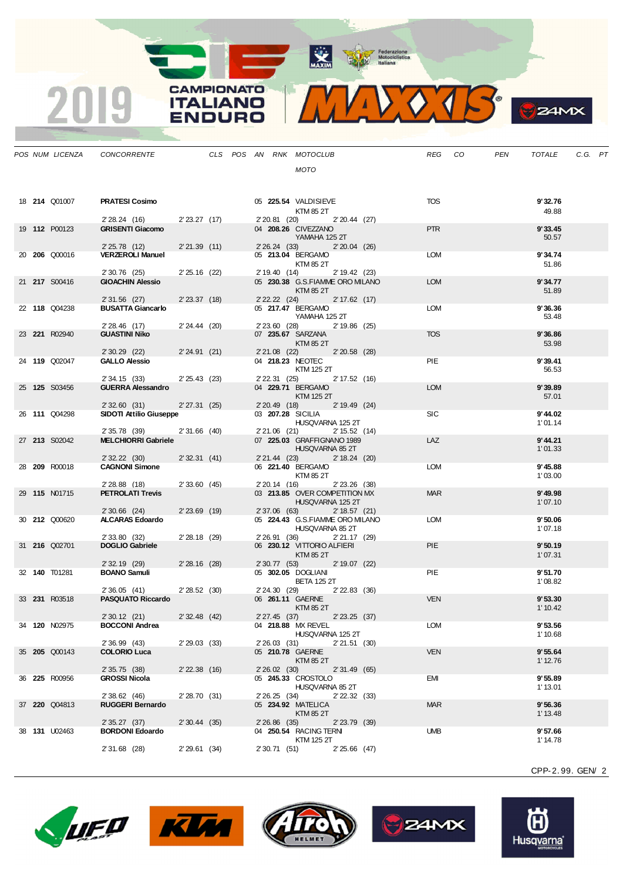# 2019 CAMPIONATO ITALIANO ENDURO MAXXIS

| POS | NUM | LICENZA | CONCORRENTE | CLS | POS | AN | RNK | MOTOCLUB / MOTO | REG | CO | PEN | TOTALE | C.G. | PT |
|---|---|---|---|---|---|---|---|---|---|---|---|---|---|---|
| 18 | **214** | Q01007 | **PRATESI Cosimo** | | | 05 | **225.54** | VALDISIEVE / KTM 85 2T | TOS | | | **9'32.76** / 49.88 | | |
| | | | 2'28.24 (16) | 2'23.27 (17) | | | | 2'20.81 (20) 2'20.44 (27) | | | | | | |
| 19 | **112** | P00123 | **GRISENTI Giacomo** | | | 04 | **208.26** | CIVEZZANO / YAMAHA 125 2T | PTR | | | **9'33.45** / 50.57 | | |
| | | | 2'25.78 (12) | 2'21.39 (11) | | | | 2'26.24 (33) 2'20.04 (26) | | | | | | |
| 20 | **206** | Q00016 | **VERZEROLI Manuel** | | | 05 | **213.04** | BERGAMO / KTM 85 2T | LOM | | | **9'34.74** / 51.86 | | |
| | | | 2'30.76 (25) | 2'25.16 (22) | | | | 2'19.40 (14) 2'19.42 (23) | | | | | | |
| 21 | **217** | S00416 | **GIOACHIN Alessio** | | | 05 | **230.38** | G.S.FIAMME ORO MILANO / KTM 85 2T | LOM | | | **9'34.77** / 51.89 | | |
| | | | 2'31.56 (27) | 2'23.37 (18) | | | | 2'22.22 (24) 2'17.62 (17) | | | | | | |
| 22 | **118** | Q04238 | **BUSATTA Giancarlo** | | | 05 | **217.47** | BERGAMO / YAMAHA 125 2T | LOM | | | **9'36.36** / 53.48 | | |
| | | | 2'28.46 (17) | 2'24.44 (20) | | | | 2'23.60 (28) 2'19.86 (25) | | | | | | |
| 23 | **221** | R02940 | **GUASTINI Niko** | | | 07 | **235.67** | SARZANA / KTM 85 2T | TOS | | | **9'36.86** / 53.98 | | |
| | | | 2'30.29 (22) | 2'24.91 (21) | | | | 2'21.08 (22) 2'20.58 (28) | | | | | | |
| 24 | **119** | Q02047 | **GALLO Alessio** | | | 04 | **218.23** | NEOTEC / KTM 125 2T | PIE | | | **9'39.41** / 56.53 | | |
| | | | 2'34.15 (33) | 2'25.43 (23) | | | | 2'22.31 (25) 2'17.52 (16) | | | | | | |
| 25 | **125** | S03456 | **GUERRA Alessandro** | | | 04 | **229.71** | BERGAMO / KTM 125 2T | LOM | | | **9'39.89** / 57.01 | | |
| | | | 2'32.60 (31) | 2'27.31 (25) | | | | 2'20.49 (18) 2'19.49 (24) | | | | | | |
| 26 | **111** | Q04298 | **SIDOTI Attilio Giuseppe** | | | 03 | **207.28** | SICILIA / HUSQVARNA 125 2T | SIC | | | **9'44.02** / 1'01.14 | | |
| | | | 2'35.78 (39) | 2'31.66 (40) | | | | 2'21.06 (21) 2'15.52 (14) | | | | | | |
| 27 | **213** | S02042 | **MELCHIORRI Gabriele** | | | 07 | **225.03** | GRAFFIGNANO 1989 / HUSQVARNA 85 2T | LAZ | | | **9'44.21** / 1'01.33 | | |
| | | | 2'32.22 (30) | 2'32.31 (41) | | | | 2'21.44 (23) 2'18.24 (20) | | | | | | |
| 28 | **209** | R00018 | **CAGNONI Simone** | | | 06 | **221.40** | BERGAMO / KTM 85 2T | LOM | | | **9'45.88** / 1'03.00 | | |
| | | | 2'28.88 (18) | 2'33.60 (45) | | | | 2'20.14 (16) 2'23.26 (38) | | | | | | |
| 29 | **115** | N01715 | **PETROLATI Trevis** | | | 03 | **213.85** | OVER COMPETITION MX / HUSQVARNA 125 2T | MAR | | | **9'49.98** / 1'07.10 | | |
| | | | 2'30.66 (24) | 2'23.69 (19) | | | | 2'37.06 (63) 2'18.57 (21) | | | | | | |
| 30 | **212** | Q00620 | **ALCARAS Edoardo** | | | 05 | **224.43** | G.S.FIAMME ORO MILANO / HUSQVARNA 85 2T | LOM | | | **9'50.06** / 1'07.18 | | |
| | | | 2'33.80 (32) | 2'28.18 (29) | | | | 2'26.91 (36) 2'21.17 (29) | | | | | | |
| 31 | **216** | Q02701 | **DOGLIO Gabriele** | | | 06 | **230.12** | VITTORIO ALFIERI / KTM 85 2T | PIE | | | **9'50.19** / 1'07.31 | | |
| | | | 2'32.19 (29) | 2'28.16 (28) | | | | 2'30.77 (53) 2'19.07 (22) | | | | | | |
| 32 | **140** | T01281 | **BOANO Samuli** | | | 05 | **302.05** | DOGLIANI / BETA 125 2T | PIE | | | **9'51.70** / 1'08.82 | | |
| | | | 2'36.05 (41) | 2'28.52 (30) | | | | 2'24.30 (29) 2'22.83 (36) | | | | | | |
| 33 | **231** | R03518 | **PASQUATO Riccardo** | | | 06 | **261.11** | GAERNE / KTM 85 2T | VEN | | | **9'53.30** / 1'10.42 | | |
| | | | 2'30.12 (21) | 2'32.48 (42) | | | | 2'27.45 (37) 2'23.25 (37) | | | | | | |
| 34 | **120** | N02975 | **BOCCONI Andrea** | | | 04 | **218.88** | MX REVEL / HUSQVARNA 125 2T | LOM | | | **9'53.56** / 1'10.68 | | |
| | | | 2'36.99 (43) | 2'29.03 (33) | | | | 2'26.03 (31) 2'21.51 (30) | | | | | | |
| 35 | **205** | Q00143 | **COLORIO Luca** | | | 05 | **210.78** | GAERNE / KTM 85 2T | VEN | | | **9'55.64** / 1'12.76 | | |
| | | | 2'35.75 (38) | 2'22.38 (16) | | | | 2'26.02 (30) 2'31.49 (65) | | | | | | |
| 36 | **225** | R00956 | **GROSSI Nicola** | | | 05 | **245.33** | CROSTOLO / HUSQVARNA 85 2T | EMI | | | **9'55.89** / 1'13.01 | | |
| | | | 2'38.62 (46) | 2'28.70 (31) | | | | 2'26.25 (34) 2'22.32 (33) | | | | | | |
| 37 | **220** | Q04813 | **RUGGERI Bernardo** | | | 05 | **234.92** | MATELICA / KTM 85 2T | MAR | | | **9'56.36** / 1'13.48 | | |
| | | | 2'35.27 (37) | 2'30.44 (35) | | | | 2'26.86 (35) 2'23.79 (39) | | | | | | |
| 38 | **131** | U02463 | **BORDONI Edoardo** | | | 04 | **250.54** | RACING TERNI / KTM 125 2T | UMB | | | **9'57.66** / 1'14.78 | | |
| | | | 2'31.68 (28) | 2'29.61 (34) | | | | 2'30.71 (51) 2'25.66 (47) | | | | | | |

CPP-2.99. GEN/ 2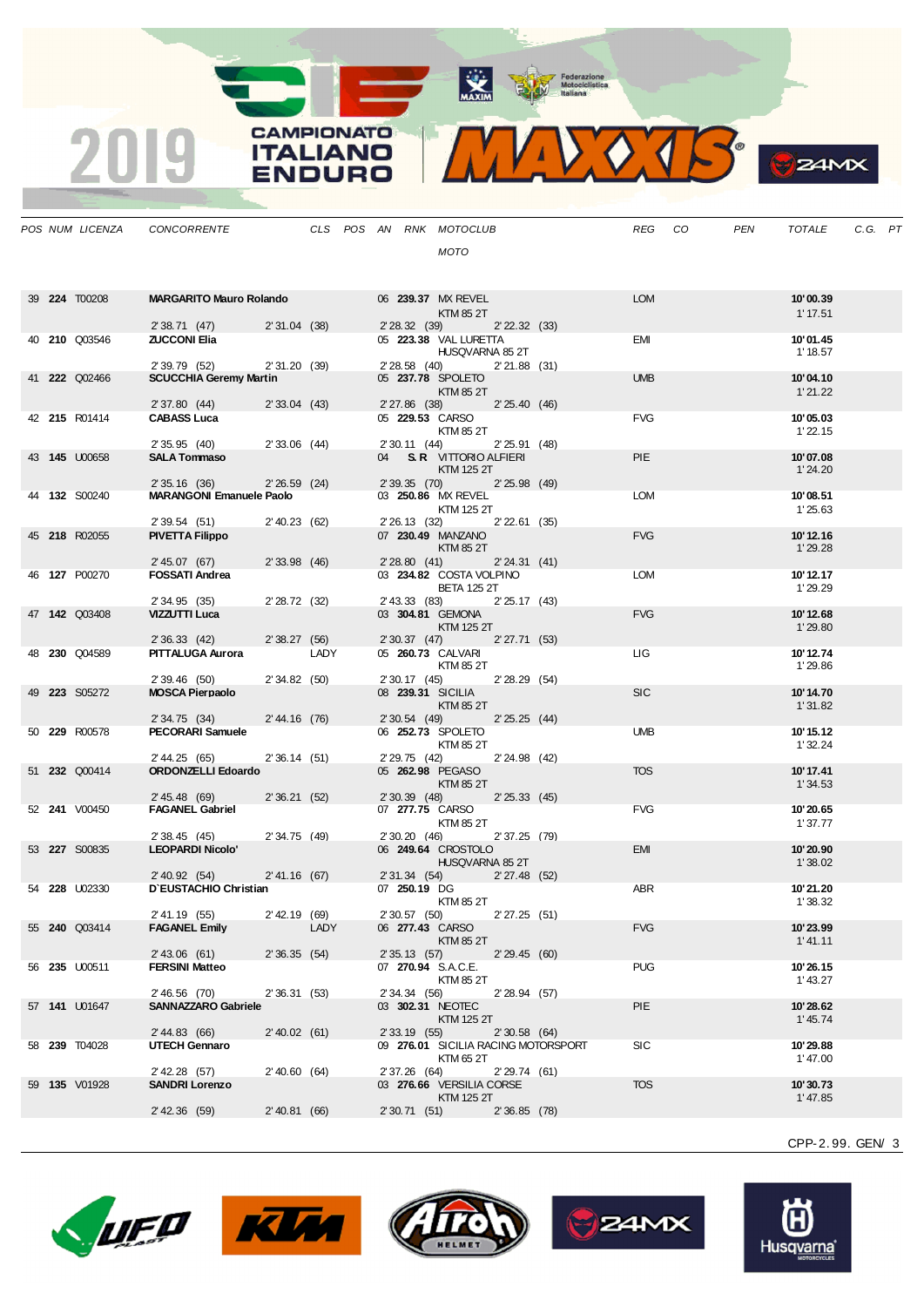| POS | NUM | LICENZA | CONCORRENTE | CLS | POS | AN | RNK | MOTOCLUB / MOTO | REG | CO | PEN | TOTALE | C.G. | PT |
|---|---|---|---|---|---|---|---|---|---|---|---|---|---|---|
| 39 | **224** | T00208 | **MARGARITO Mauro Rolando** | | | 06 | **239.37** | MX REVEL / KTM 85 2T | LOM | | | **10'00.39** / 1'17.51 | | |
| | | | 2'38.71 (47) | 2'31.04 (38) | | | | 2'28.32 (39) / 2'22.32 (33) | | | | | | |
| 40 | **210** | Q03546 | **ZUCCONI Elia** | | | 05 | **223.38** | VAL LURETTA / HUSQVARNA 85 2T | EMI | | | **10'01.45** / 1'18.57 | | |
| | | | 2'39.79 (52) | 2'31.20 (39) | | | | 2'28.58 (40) / 2'21.88 (31) | | | | | | |
| 41 | **222** | Q02466 | **SCUCCHIA Geremy Martin** | | | 05 | **237.78** | SPOLETO / KTM 85 2T | UMB | | | **10'04.10** / 1'21.22 | | |
| | | | 2'37.80 (44) | 2'33.04 (43) | | | | 2'27.86 (38) / 2'25.40 (46) | | | | | | |
| 42 | **215** | R01414 | **CABASS Luca** | | | 05 | **229.53** | CARSO / KTM 85 2T | FVG | | | **10'05.03** / 1'22.15 | | |
| | | | 2'35.95 (40) | 2'33.06 (44) | | | | 2'30.11 (44) / 2'25.91 (48) | | | | | | |
| 43 | **145** | U00658 | **SALA Tommaso** | | | 04 | **S.R** | VITTORIO ALFIERI / KTM 125 2T | PIE | | | **10'07.08** / 1'24.20 | | |
| | | | 2'35.16 (36) | 2'26.59 (24) | | | | 2'39.35 (70) / 2'25.98 (49) | | | | | | |
| 44 | **132** | S00240 | **MARANGONI Emanuele Paolo** | | | 03 | **250.86** | MX REVEL / KTM 125 2T | LOM | | | **10'08.51** / 1'25.63 | | |
| | | | 2'39.54 (51) | 2'40.23 (62) | | | | 2'26.13 (32) / 2'22.61 (35) | | | | | | |
| 45 | **218** | R02055 | **PIVETTA Filippo** | | | 07 | **230.49** | MANZANO / KTM 85 2T | FVG | | | **10'12.16** / 1'29.28 | | |
| | | | 2'45.07 (67) | 2'33.98 (46) | | | | 2'28.80 (41) / 2'24.31 (41) | | | | | | |
| 46 | **127** | P00270 | **FOSSATI Andrea** | | | 03 | **234.82** | COSTA VOLPINO / BETA 125 2T | LOM | | | **10'12.17** / 1'29.29 | | |
| | | | 2'34.95 (35) | 2'28.72 (32) | | | | 2'43.33 (83) / 2'25.17 (43) | | | | | | |
| 47 | **142** | Q03408 | **VIZZUTTI Luca** | | | 03 | **304.81** | GEMONA / KTM 125 2T | FVG | | | **10'12.68** / 1'29.80 | | |
| | | | 2'36.33 (42) | 2'38.27 (56) | | | | 2'30.37 (47) / 2'27.71 (53) | | | | | | |
| 48 | **230** | Q04589 | **PITTALUGA Aurora** | LADY | | 05 | **260.73** | CALVARI / KTM 85 2T | LIG | | | **10'12.74** / 1'29.86 | | |
| | | | 2'39.46 (50) | 2'34.82 (50) | | | | 2'30.17 (45) / 2'28.29 (54) | | | | | | |
| 49 | **223** | S05272 | **MOSCA Pierpaolo** | | | 08 | **239.31** | SICILIA / KTM 85 2T | SIC | | | **10'14.70** / 1'31.82 | | |
| | | | 2'34.75 (34) | 2'44.16 (76) | | | | 2'30.54 (49) / 2'25.25 (44) | | | | | | |
| 50 | **229** | R00578 | **PECORARI Samuele** | | | 06 | **252.73** | SPOLETO / KTM 85 2T | UMB | | | **10'15.12** / 1'32.24 | | |
| | | | 2'44.25 (65) | 2'36.14 (51) | | | | 2'29.75 (42) / 2'24.98 (42) | | | | | | |
| 51 | **232** | Q00414 | **ORDONZELLI Edoardo** | | | 05 | **262.98** | PEGASO / KTM 85 2T | TOS | | | **10'17.41** / 1'34.53 | | |
| | | | 2'45.48 (69) | 2'36.21 (52) | | | | 2'30.39 (48) / 2'25.33 (45) | | | | | | |
| 52 | **241** | V00450 | **FAGANEL Gabriel** | | | 07 | **277.75** | CARSO / KTM 85 2T | FVG | | | **10'20.65** / 1'37.77 | | |
| | | | 2'38.45 (45) | 2'34.75 (49) | | | | 2'30.20 (46) / 2'37.25 (79) | | | | | | |
| 53 | **227** | S00835 | **LEOPARDI Nicolo'** | | | 06 | **249.64** | CROSTOLO / HUSQVARNA 85 2T | EMI | | | **10'20.90** / 1'38.02 | | |
| | | | 2'40.92 (54) | 2'41.16 (67) | | | | 2'31.34 (54) / 2'27.48 (52) | | | | | | |
| 54 | **228** | U02330 | **D'EUSTACHIO Christian** | | | 07 | **250.19** | DG / KTM 85 2T | ABR | | | **10'21.20** / 1'38.32 | | |
| | | | 2'41.19 (55) | 2'42.19 (69) | | | | 2'30.57 (50) / 2'27.25 (51) | | | | | | |
| 55 | **240** | Q03414 | **FAGANEL Emily** | LADY | | 06 | **277.43** | CARSO / KTM 85 2T | FVG | | | **10'23.99** / 1'41.11 | | |
| | | | 2'43.06 (61) | 2'36.35 (54) | | | | 2'35.13 (57) / 2'29.45 (60) | | | | | | |
| 56 | **235** | U00511 | **FERSINI Matteo** | | | 07 | **270.94** | S.A.C.E. / KTM 85 2T | PUG | | | **10'26.15** / 1'43.27 | | |
| | | | 2'46.56 (70) | 2'36.31 (53) | | | | 2'34.34 (56) / 2'28.94 (57) | | | | | | |
| 57 | **141** | U01647 | **SANNAZZARO Gabriele** | | | 03 | **302.31** | NEOTEC / KTM 125 2T | PIE | | | **10'28.62** / 1'45.74 | | |
| | | | 2'44.83 (66) | 2'40.02 (61) | | | | 2'33.19 (55) / 2'30.58 (64) | | | | | | |
| 58 | **239** | T04028 | **UTECH Gennaro** | | | 09 | **276.01** | SICILIA RACING MOTORSPORT / KTM 65 2T | SIC | | | **10'29.88** / 1'47.00 | | |
| | | | 2'42.28 (57) | 2'40.60 (64) | | | | 2'37.26 (64) / 2'29.74 (61) | | | | | | |
| 59 | **135** | V01928 | **SANDRI Lorenzo** | | | 03 | **276.66** | VERSILIA CORSE / KTM 125 2T | TOS | | | **10'30.73** / 1'47.85 | | |
| | | | 2'42.36 (59) | 2'40.81 (66) | | | | 2'30.71 (51) / 2'36.85 (78) | | | | | | |

CPP-2.99. GEN/ 3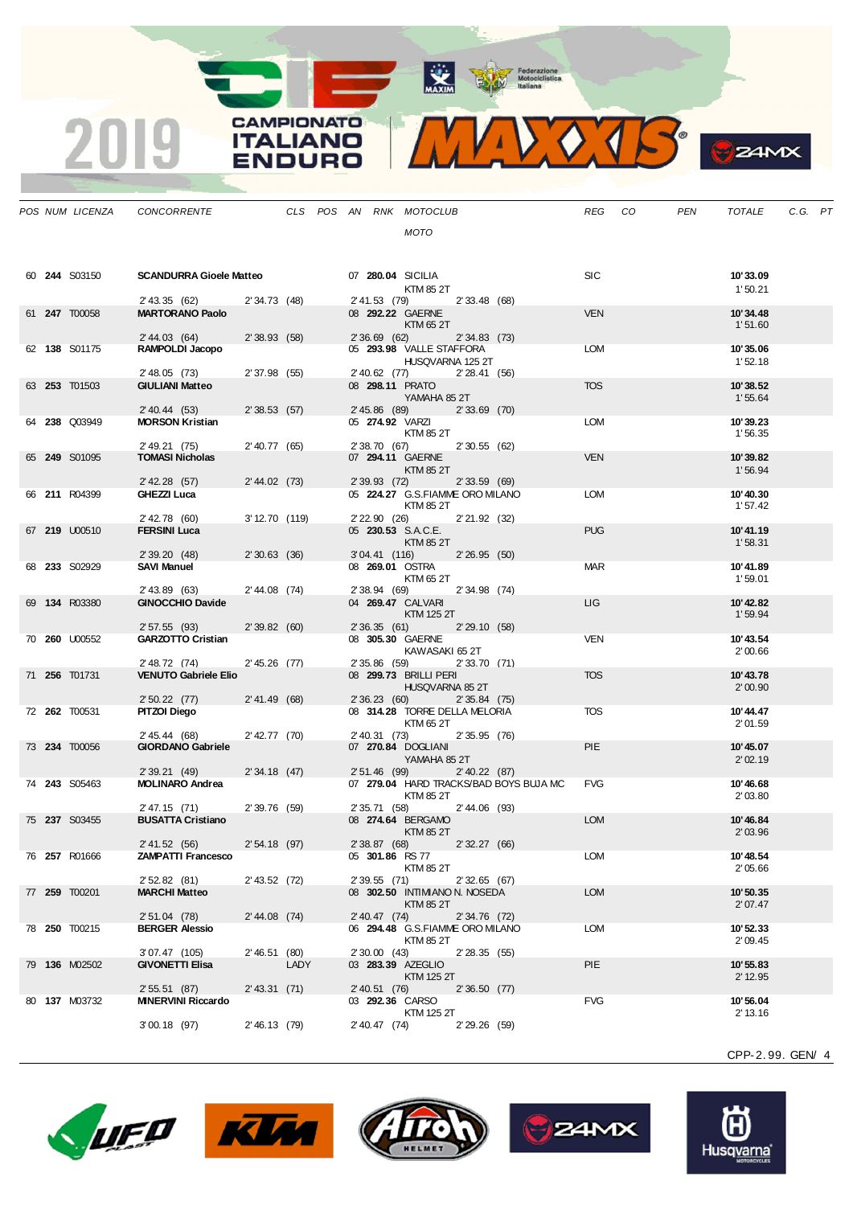# 2019 Campionato Italiano Enduro

| POS | NUM | LICENZA | CONCORRENTE | CLS | POS | AN | RNK | MOTOCLUB / MOTO | REG | CO | PEN | TOTALE | C.G. | PT |
|---|---|---|---|---|---|---|---|---|---|---|---|---|---|---|
| 60 | **244** | S03150 | **SCANDURRA Gioele Matteo** | | | 07 | **280.04** | SICILIA / KTM 85 2T | SIC | | | **10'33.09** / 1'50.21 | | |
| | | | 2'43.35 (62) · 2'34.73 (48) · 2'41.53 (79) · 2'33.48 (68) | | | | | | | | | | | |
| 61 | **247** | T00058 | **MARTORANO Paolo** | | | 08 | **292.22** | GAERNE / KTM 65 2T | VEN | | | **10'34.48** / 1'51.60 | | |
| | | | 2'44.03 (64) · 2'38.93 (58) · 2'36.69 (62) · 2'34.83 (73) | | | | | | | | | | | |
| 62 | **138** | S01175 | **RAMPOLDI Jacopo** | | | 05 | **293.98** | VALLE STAFFORA / HUSQVARNA 125 2T | LOM | | | **10'35.06** / 1'52.18 | | |
| | | | 2'48.05 (73) · 2'37.98 (55) · 2'40.62 (77) · 2'28.41 (56) | | | | | | | | | | | |
| 63 | **253** | T01503 | **GIULIANI Matteo** | | | 08 | **298.11** | PRATO / YAMAHA 85 2T | TOS | | | **10'38.52** / 1'55.64 | | |
| | | | 2'40.44 (53) · 2'38.53 (57) · 2'45.86 (89) · 2'33.69 (70) | | | | | | | | | | | |
| 64 | **238** | Q03949 | **MORSON Kristian** | | | 05 | **274.92** | VARZI / KTM 85 2T | LOM | | | **10'39.23** / 1'56.35 | | |
| | | | 2'49.21 (75) · 2'40.77 (65) · 2'38.70 (67) · 2'30.55 (62) | | | | | | | | | | | |
| 65 | **249** | S01095 | **TOMASI Nicholas** | | | 07 | **294.11** | GAERNE / KTM 85 2T | VEN | | | **10'39.82** / 1'56.94 | | |
| | | | 2'42.28 (57) · 2'44.02 (73) · 2'39.93 (72) · 2'33.59 (69) | | | | | | | | | | | |
| 66 | **211** | R04399 | **GHEZZI Luca** | | | 05 | **224.27** | G.S.FIAMME ORO MILANO / KTM 85 2T | LOM | | | **10'40.30** / 1'57.42 | | |
| | | | 2'42.78 (60) · 3'12.70 (119) · 2'22.90 (26) · 2'21.92 (32) | | | | | | | | | | | |
| 67 | **219** | U00510 | **FERSINI Luca** | | | 05 | **230.53** | S.A.C.E. / KTM 85 2T | PUG | | | **10'41.19** / 1'58.31 | | |
| | | | 2'39.20 (48) · 2'30.63 (36) · 3'04.41 (116) · 2'26.95 (50) | | | | | | | | | | | |
| 68 | **233** | S02929 | **SAVI Manuel** | | | 08 | **269.01** | OSTRA / KTM 65 2T | MAR | | | **10'41.89** / 1'59.01 | | |
| | | | 2'43.89 (63) · 2'44.08 (74) · 2'38.94 (69) · 2'34.98 (74) | | | | | | | | | | | |
| 69 | **134** | R03380 | **GINOCCHIO Davide** | | | 04 | **269.47** | CALVARI / KTM 125 2T | LIG | | | **10'42.82** / 1'59.94 | | |
| | | | 2'57.55 (93) · 2'39.82 (60) · 2'36.35 (61) · 2'29.10 (58) | | | | | | | | | | | |
| 70 | **260** | U00552 | **GARZOTTO Cristian** | | | 08 | **305.30** | GAERNE / KAWASAKI 65 2T | VEN | | | **10'43.54** / 2'00.66 | | |
| | | | 2'48.72 (74) · 2'45.26 (77) · 2'35.86 (59) · 2'33.70 (71) | | | | | | | | | | | |
| 71 | **256** | T01731 | **VENUTO Gabriele Elio** | | | 08 | **299.73** | BRILLI PERI / HUSQVARNA 85 2T | TOS | | | **10'43.78** / 2'00.90 | | |
| | | | 2'50.22 (77) · 2'41.49 (68) · 2'36.23 (60) · 2'35.84 (75) | | | | | | | | | | | |
| 72 | **262** | T00531 | **PITZOI Diego** | | | 08 | **314.28** | TORRE DELLA MELORIA / KTM 65 2T | TOS | | | **10'44.47** / 2'01.59 | | |
| | | | 2'45.44 (68) · 2'42.77 (70) · 2'40.31 (73) · 2'35.95 (76) | | | | | | | | | | | |
| 73 | **234** | T00056 | **GIORDANO Gabriele** | | | 07 | **270.84** | DOGLIANI / YAMAHA 85 2T | PIE | | | **10'45.07** / 2'02.19 | | |
| | | | 2'39.21 (49) · 2'34.18 (47) · 2'51.46 (99) · 2'40.22 (87) | | | | | | | | | | | |
| 74 | **243** | S05463 | **MOLINARO Andrea** | | | 07 | **279.04** | HARD TRACKS/BAD BOYS BUJA MC / KTM 85 2T | FVG | | | **10'46.68** / 2'03.80 | | |
| | | | 2'47.15 (71) · 2'39.76 (59) · 2'35.71 (58) · 2'44.06 (93) | | | | | | | | | | | |
| 75 | **237** | S03455 | **BUSATTA Cristiano** | | | 08 | **274.64** | BERGAMO / KTM 85 2T | LOM | | | **10'46.84** / 2'03.96 | | |
| | | | 2'41.52 (56) · 2'54.18 (97) · 2'38.87 (68) · 2'32.27 (66) | | | | | | | | | | | |
| 76 | **257** | R01666 | **ZAMPATTI Francesco** | | | 05 | **301.86** | RS 77 / KTM 85 2T | LOM | | | **10'48.54** / 2'05.66 | | |
| | | | 2'52.82 (81) · 2'43.52 (72) · 2'39.55 (71) · 2'32.65 (67) | | | | | | | | | | | |
| 77 | **259** | T00201 | **MARCHI Matteo** | | | 08 | **302.50** | INTIMIANO N. NOSEDA / KTM 85 2T | LOM | | | **10'50.35** / 2'07.47 | | |
| | | | 2'51.04 (78) · 2'44.08 (74) · 2'40.47 (74) · 2'34.76 (72) | | | | | | | | | | | |
| 78 | **250** | T00215 | **BERGER Alessio** | | | 06 | **294.48** | G.S.FIAMME ORO MILANO / KTM 85 2T | LOM | | | **10'52.33** / 2'09.45 | | |
| | | | 3'07.47 (105) · 2'46.51 (80) · 2'30.00 (43) · 2'28.35 (55) | | | | | | | | | | | |
| 79 | **136** | M02502 | **GIVONETTI Elisa** | LADY | | 03 | **283.39** | AZEGLIO / KTM 125 2T | PIE | | | **10'55.83** / 2'12.95 | | |
| | | | 2'55.51 (87) · 2'43.31 (71) · 2'40.51 (76) · 2'36.50 (77) | | | | | | | | | | | |
| 80 | **137** | M03732 | **MINERVINI Riccardo** | | | 03 | **292.36** | CARSO / KTM 125 2T | FVG | | | **10'56.04** / 2'13.16 | | |
| | | | 3'00.18 (97) · 2'46.13 (79) · 2'40.47 (74) · 2'29.26 (59) | | | | | | | | | | | |

CPP-2.99. GEN/ 4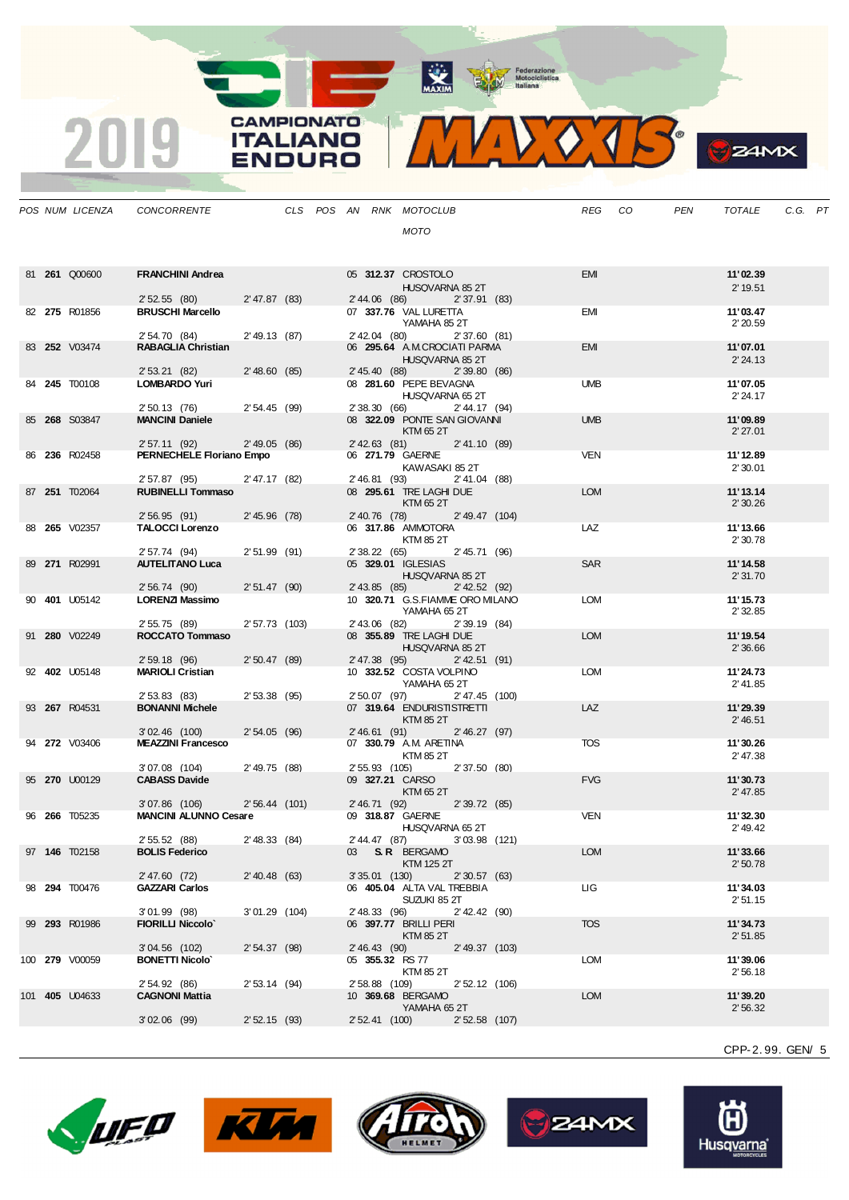| POS | NUM | LICENZA | CONCORRENTE | CLS | POS | AN | RNK | MOTOCLUB / MOTO | REG | CO | PEN | TOTALE | C.G. | PT |
|---|---|---|---|---|---|---|---|---|---|---|---|---|---|---|
| 81 | **261** | Q00600 | **FRANCHINI Andrea** | | | 05 | **312.37** | CROSTOLO / HUSQVARNA 85 2T | EMI | | | **11'02.39** / 2'19.51 | | |
| | | | 2'52.55 (80) | 2'47.87 (83) | | 2'44.06 (86) | | 2'37.91 (83) | | | | | | |
| 82 | **275** | R01856 | **BRUSCHI Marcello** | | | 07 | **337.76** | VAL LURETTA / YAMAHA 85 2T | EMI | | | **11'03.47** / 2'20.59 | | |
| | | | 2'54.70 (84) | 2'49.13 (87) | | 2'42.04 (80) | | 2'37.60 (81) | | | | | | |
| 83 | **252** | V03474 | **RABAGLIA Christian** | | | 06 | **295.64** | A.M.CROCIATI PARMA / HUSQVARNA 85 2T | EMI | | | **11'07.01** / 2'24.13 | | |
| | | | 2'53.21 (82) | 2'48.60 (85) | | 2'45.40 (88) | | 2'39.80 (86) | | | | | | |
| 84 | **245** | T00108 | **LOMBARDO Yuri** | | | 08 | **281.60** | PEPE BEVAGNA / HUSQVARNA 65 2T | UMB | | | **11'07.05** / 2'24.17 | | |
| | | | 2'50.13 (76) | 2'54.45 (99) | | 2'38.30 (66) | | 2'44.17 (94) | | | | | | |
| 85 | **268** | S03847 | **MANCINI Daniele** | | | 08 | **322.09** | PONTE SAN GIOVANNI / KTM 65 2T | UMB | | | **11'09.89** / 2'27.01 | | |
| | | | 2'57.11 (92) | 2'49.05 (86) | | 2'42.63 (81) | | 2'41.10 (89) | | | | | | |
| 86 | **236** | R02458 | **PERNECHELE Floriano Empo** | | | 06 | **271.79** | GAERNE / KAWASAKI 85 2T | VEN | | | **11'12.89** / 2'30.01 | | |
| | | | 2'57.87 (95) | 2'47.17 (82) | | 2'46.81 (93) | | 2'41.04 (88) | | | | | | |
| 87 | **251** | T02064 | **RUBINELLI Tommaso** | | | 08 | **295.61** | TRE LAGHI DUE / KTM 65 2T | LOM | | | **11'13.14** / 2'30.26 | | |
| | | | 2'56.95 (91) | 2'45.96 (78) | | 2'40.76 (78) | | 2'49.47 (104) | | | | | | |
| 88 | **265** | V02357 | **TALOCCI Lorenzo** | | | 06 | **317.86** | AMMOTORA / KTM 85 2T | LAZ | | | **11'13.66** / 2'30.78 | | |
| | | | 2'57.74 (94) | 2'51.99 (91) | | 2'38.22 (65) | | 2'45.71 (96) | | | | | | |
| 89 | **271** | R02991 | **AUTELITANO Luca** | | | 05 | **329.01** | IGLESIAS / HUSQVARNA 85 2T | SAR | | | **11'14.58** / 2'31.70 | | |
| | | | 2'56.74 (90) | 2'51.47 (90) | | 2'43.85 (85) | | 2'42.52 (92) | | | | | | |
| 90 | **401** | U05142 | **LORENZI Massimo** | | | 10 | **320.71** | G.S.FIAMME ORO MILANO / YAMAHA 65 2T | LOM | | | **11'15.73** / 2'32.85 | | |
| | | | 2'55.75 (89) | 2'57.73 (103) | | 2'43.06 (82) | | 2'39.19 (84) | | | | | | |
| 91 | **280** | V02249 | **ROCCATO Tommaso** | | | 08 | **355.89** | TRE LAGHI DUE / HUSQVARNA 85 2T | LOM | | | **11'19.54** / 2'36.66 | | |
| | | | 2'59.18 (96) | 2'50.47 (89) | | 2'47.38 (95) | | 2'42.51 (91) | | | | | | |
| 92 | **402** | U05148 | **MARIOLI Cristian** | | | 10 | **332.52** | COSTA VOLPINO / YAMAHA 65 2T | LOM | | | **11'24.73** / 2'41.85 | | |
| | | | 2'53.83 (83) | 2'53.38 (95) | | 2'50.07 (97) | | 2'47.45 (100) | | | | | | |
| 93 | **267** | R04531 | **BONANNI Michele** | | | 07 | **319.64** | ENDURISTISTRETTI / KTM 85 2T | LAZ | | | **11'29.39** / 2'46.51 | | |
| | | | 3'02.46 (100) | 2'54.05 (96) | | 2'46.61 (91) | | 2'46.27 (97) | | | | | | |
| 94 | **272** | V03406 | **MEAZZINI Francesco** | | | 07 | **330.79** | A.M. ARETINA / KTM 85 2T | TOS | | | **11'30.26** / 2'47.38 | | |
| | | | 3'07.08 (104) | 2'49.75 (88) | | 2'55.93 (105) | | 2'37.50 (80) | | | | | | |
| 95 | **270** | U00129 | **CABASS Davide** | | | 09 | **327.21** | CARSO / KTM 65 2T | FVG | | | **11'30.73** / 2'47.85 | | |
| | | | 3'07.86 (106) | 2'56.44 (101) | | 2'46.71 (92) | | 2'39.72 (85) | | | | | | |
| 96 | **266** | T05235 | **MANCINI ALUNNO Cesare** | | | 09 | **318.87** | GAERNE / HUSQVARNA 65 2T | VEN | | | **11'32.30** / 2'49.42 | | |
| | | | 2'55.52 (88) | 2'48.33 (84) | | 2'44.47 (87) | | 3'03.98 (121) | | | | | | |
| 97 | **146** | T02158 | **BOLIS Federico** | | | 03 | | S.R BERGAMO / KTM 125 2T | LOM | | | **11'33.66** / 2'50.78 | | |
| | | | 2'47.60 (72) | 2'40.48 (63) | | 3'35.01 (130) | | 2'30.57 (63) | | | | | | |
| 98 | **294** | T00476 | **GAZZARI Carlos** | | | 06 | **405.04** | ALTA VAL TREBBIA / SUZUKI 85 2T | LIG | | | **11'34.03** / 2'51.15 | | |
| | | | 3'01.99 (98) | 3'01.29 (104) | | 2'48.33 (96) | | 2'42.42 (90) | | | | | | |
| 99 | **293** | R01986 | **FIORILLI Niccolo`** | | | 06 | **397.77** | BRILLI PERI / KTM 85 2T | TOS | | | **11'34.73** / 2'51.85 | | |
| | | | 3'04.56 (102) | 2'54.37 (98) | | 2'46.43 (90) | | 2'49.37 (103) | | | | | | |
| 100 | **279** | V00059 | **BONETTI Nicolo`** | | | 05 | **355.32** | RS 77 / KTM 85 2T | LOM | | | **11'39.06** / 2'56.18 | | |
| | | | 2'54.92 (86) | 2'53.14 (94) | | 2'58.88 (109) | | 2'52.12 (106) | | | | | | |
| 101 | **405** | U04633 | **CAGNONI Mattia** | | | 10 | **369.68** | BERGAMO / YAMAHA 65 2T | LOM | | | **11'39.20** / 2'56.32 | | |
| | | | 3'02.06 (99) | 2'52.15 (93) | | 2'52.41 (100) | | 2'52.58 (107) | | | | | | |

CPP-2.99. GEN/ 5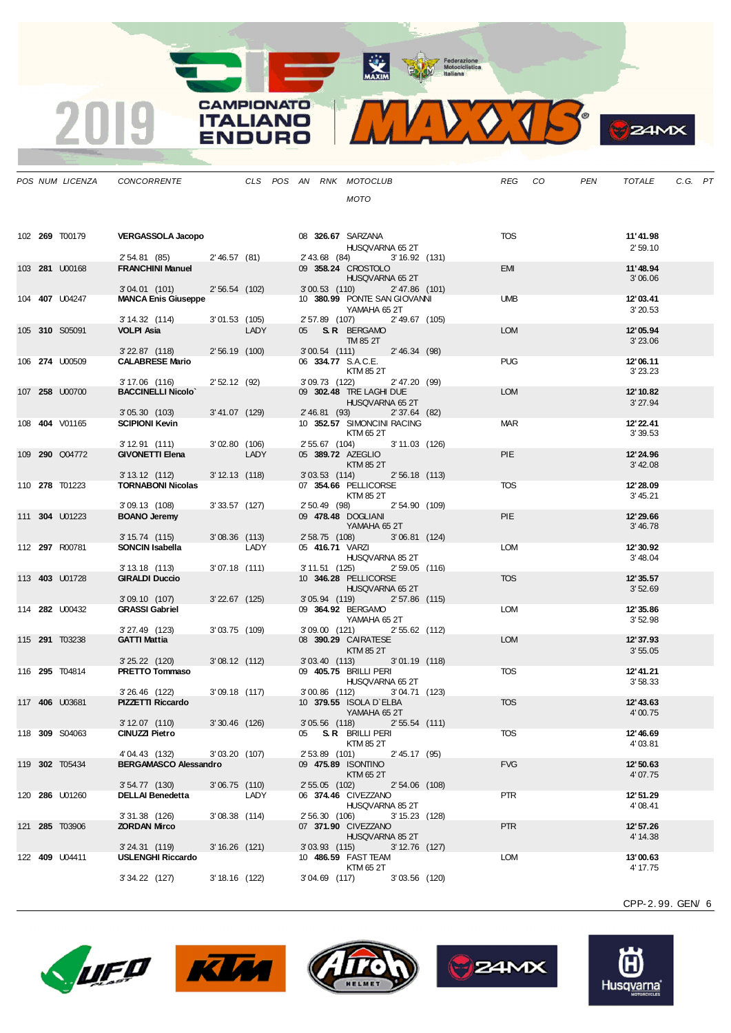| POS | NUM | LICENZA | CONCORRENTE | CLS | POS | AN | RNK | MOTOCLUB / MOTO | REG | CO | PEN | TOTALE | C.G. | PT |
|---|---|---|---|---|---|---|---|---|---|---|---|---|---|---|
| 102 | **269** | T00179 | **VERGASSOLA Jacopo** | | | 08 | **326.67** | SARZANA<br>HUSQVARNA 65 2T | TOS | | | **11'41.98**<br>2'59.10 | | |
| | | | 2'54.81 (85) | 2'46.57 (81) | | | | 2'43.68 (84) 3'16.92 (131) | | | | | | |
| 103 | **281** | U00168 | **FRANCHINI Manuel** | | | 09 | **358.24** | CROSTOLO<br>HUSQVARNA 65 2T | EMI | | | **11'48.94**<br>3'06.06 | | |
| | | | 3'04.01 (101) | 2'56.54 (102) | | | | 3'00.53 (110) 2'47.86 (101) | | | | | | |
| 104 | **407** | U04247 | **MANCA Enis Giuseppe** | | | 10 | **380.99** | PONTE SAN GIOVANNI<br>YAMAHA 65 2T | UMB | | | **12'03.41**<br>3'20.53 | | |
| | | | 3'14.32 (114) | 3'01.53 (105) | | | | 2'57.89 (107) 2'49.67 (105) | | | | | | |
| 105 | **310** | S05091 | **VOLPI Asia** | LADY | | 05 | **S.R** | BERGAMO<br>TM 85 2T | LOM | | | **12'05.94**<br>3'23.06 | | |
| | | | 3'22.87 (118) | 2'56.19 (100) | | | | 3'00.54 (111) 2'46.34 (98) | | | | | | |
| 106 | **274** | U00509 | **CALABRESE Mario** | | | 06 | **334.77** | S.A.C.E.<br>KTM 85 2T | PUG | | | **12'06.11**<br>3'23.23 | | |
| | | | 3'17.06 (116) | 2'52.12 (92) | | | | 3'09.73 (122) 2'47.20 (99) | | | | | | |
| 107 | **258** | U00700 | **BACCINELLI Nicolo`** | | | 09 | **302.48** | TRE LAGHI DUE<br>HUSQVARNA 65 2T | LOM | | | **12'10.82**<br>3'27.94 | | |
| | | | 3'05.30 (103) | 3'41.07 (129) | | | | 2'46.81 (93) 2'37.64 (82) | | | | | | |
| 108 | **404** | V01165 | **SCIPIONI Kevin** | | | 10 | **352.57** | SIMONCINI RACING<br>KTM 65 2T | MAR | | | **12'22.41**<br>3'39.53 | | |
| | | | 3'12.91 (111) | 3'02.80 (106) | | | | 2'55.67 (104) 3'11.03 (126) | | | | | | |
| 109 | **290** | Q04772 | **GIVONETTI Elena** | LADY | | 05 | **389.72** | AZEGLIO<br>KTM 85 2T | PIE | | | **12'24.96**<br>3'42.08 | | |
| | | | 3'13.12 (112) | 3'12.13 (118) | | | | 3'03.53 (114) 2'56.18 (113) | | | | | | |
| 110 | **278** | T01223 | **TORNABONI Nicolas** | | | 07 | **354.66** | PELLICORSE<br>KTM 85 2T | TOS | | | **12'28.09**<br>3'45.21 | | |
| | | | 3'09.13 (108) | 3'33.57 (127) | | | | 2'50.49 (98) 2'54.90 (109) | | | | | | |
| 111 | **304** | U01223 | **BOANO Jeremy** | | | 09 | **478.48** | DOGLIANI<br>YAMAHA 65 2T | PIE | | | **12'29.66**<br>3'46.78 | | |
| | | | 3'15.74 (115) | 3'08.36 (113) | | | | 2'58.75 (108) 3'06.81 (124) | | | | | | |
| 112 | **297** | R00781 | **SONCIN Isabella** | LADY | | 05 | **416.71** | VARZI<br>HUSQVARNA 85 2T | LOM | | | **12'30.92**<br>3'48.04 | | |
| | | | 3'13.18 (113) | 3'07.18 (111) | | | | 3'11.51 (125) 2'59.05 (116) | | | | | | |
| 113 | **403** | U01728 | **GIRALDI Duccio** | | | 10 | **346.28** | PELLICORSE<br>HUSQVARNA 65 2T | TOS | | | **12'35.57**<br>3'52.69 | | |
| | | | 3'09.10 (107) | 3'22.67 (125) | | | | 3'05.94 (119) 2'57.86 (115) | | | | | | |
| 114 | **282** | U00432 | **GRASSI Gabriel** | | | 09 | **364.92** | BERGAMO<br>YAMAHA 65 2T | LOM | | | **12'35.86**<br>3'52.98 | | |
| | | | 3'27.49 (123) | 3'03.75 (109) | | | | 3'09.00 (121) 2'55.62 (112) | | | | | | |
| 115 | **291** | T03238 | **GATTI Mattia** | | | 08 | **390.29** | CAIRATESE<br>KTM 85 2T | LOM | | | **12'37.93**<br>3'55.05 | | |
| | | | 3'25.22 (120) | 3'08.12 (112) | | | | 3'03.40 (113) 3'01.19 (118) | | | | | | |
| 116 | **295** | T04814 | **PRETTO Tommaso** | | | 09 | **405.75** | BRILLI PERI<br>HUSQVARNA 65 2T | TOS | | | **12'41.21**<br>3'58.33 | | |
| | | | 3'26.46 (122) | 3'09.18 (117) | | | | 3'00.86 (112) 3'04.71 (123) | | | | | | |
| 117 | **406** | U03681 | **PIZZETTI Riccardo** | | | 10 | **379.55** | ISOLA D`ELBA<br>YAMAHA 65 2T | TOS | | | **12'43.63**<br>4'00.75 | | |
| | | | 3'12.07 (110) | 3'30.46 (126) | | | | 3'05.56 (118) 2'55.54 (111) | | | | | | |
| 118 | **309** | S04063 | **CINUZZI Pietro** | | | 05 | **S.R** | BRILLI PERI<br>KTM 85 2T | TOS | | | **12'46.69**<br>4'03.81 | | |
| | | | 4'04.43 (132) | 3'03.20 (107) | | | | 2'53.89 (101) 2'45.17 (95) | | | | | | |
| 119 | **302** | T05434 | **BERGAMASCO Alessandro** | | | 09 | **475.89** | ISONTINO<br>KTM 65 2T | FVG | | | **12'50.63**<br>4'07.75 | | |
| | | | 3'54.77 (130) | 3'06.75 (110) | | | | 2'55.05 (102) 2'54.06 (108) | | | | | | |
| 120 | **286** | U01260 | **DELLAI Benedetta** | LADY | | 06 | **374.46** | CIVEZZANO<br>HUSQVARNA 85 2T | PTR | | | **12'51.29**<br>4'08.41 | | |
| | | | 3'31.38 (126) | 3'08.38 (114) | | | | 2'56.30 (106) 3'15.23 (128) | | | | | | |
| 121 | **285** | T03906 | **ZORDAN Mirco** | | | 07 | **371.90** | CIVEZZANO<br>HUSQVARNA 85 2T | PTR | | | **12'57.26**<br>4'14.38 | | |
| | | | 3'24.31 (119) | 3'16.26 (121) | | | | 3'03.93 (115) 3'12.76 (127) | | | | | | |
| 122 | **409** | U04411 | **USLENGHI Riccardo** | | | 10 | **486.59** | FAST TEAM<br>KTM 65 2T | LOM | | | **13'00.63**<br>4'17.75 | | |
| | | | 3'34.22 (127) | 3'18.16 (122) | | | | 3'04.69 (117) 3'03.56 (120) | | | | | | |

CPP-2.99. GEN/ 6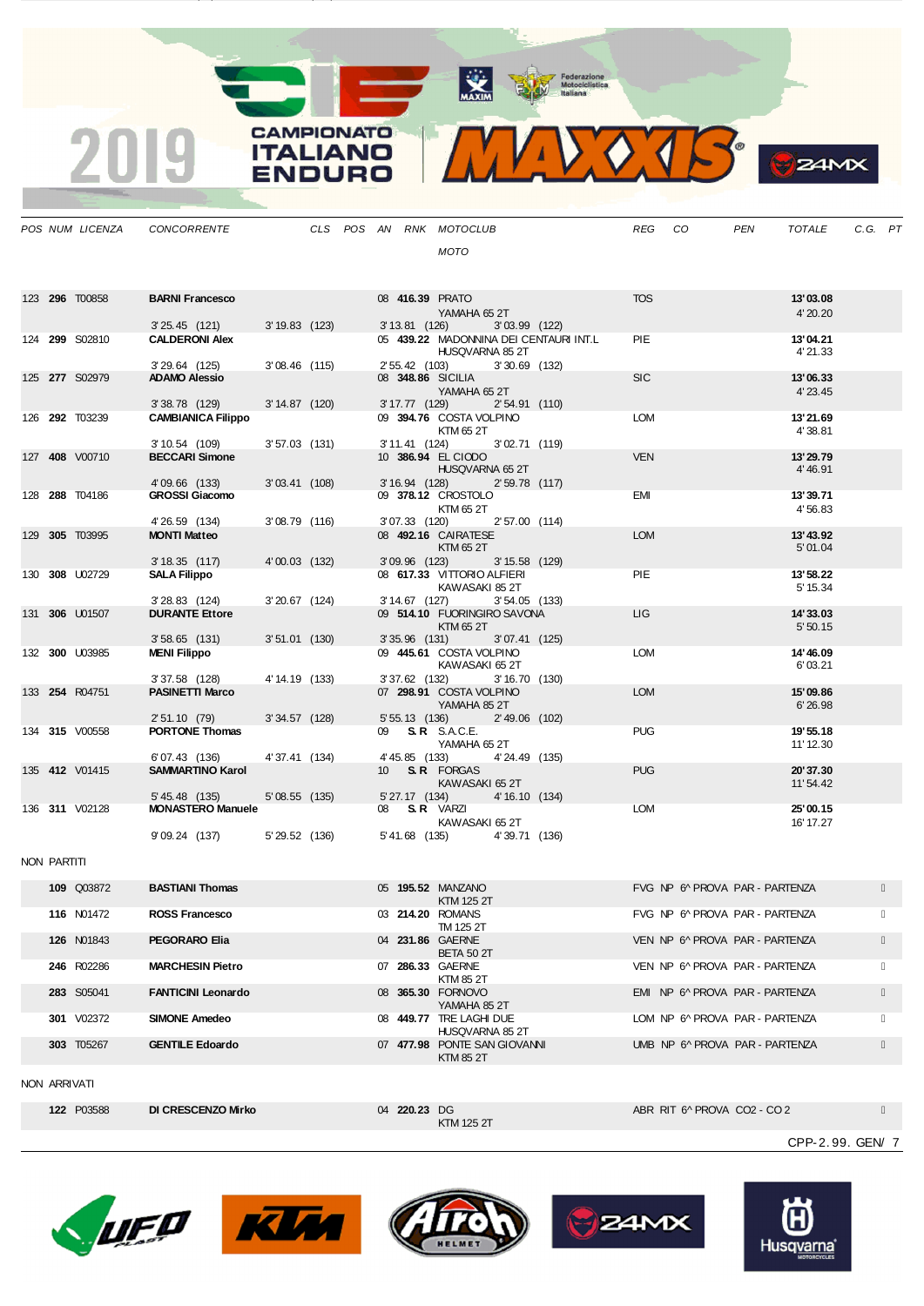| POS | NUM | LICENZA | CONCORRENTE | CLS | POS | AN | RNK | MOTOCLUB / MOTO | REG | CO | PEN | TOTALE | C.G. | PT |
|---|---|---|---|---|---|---|---|---|---|---|---|---|---|---|
| 123 | **296** | T00858 | **BARNI Francesco** | | | 08 | **416.39** | PRATO / YAMAHA 65 2T | TOS | | | **13'03.08** / 4'20.20 | | |
| | | | 3'25.45 (121) | 3'19.83 (123) | | 3'13.81 (126) | | 3'03.99 (122) | | | | | | |
| 124 | **299** | S02810 | **CALDERONI Alex** | | | 05 | **439.22** | MADONNINA DEI CENTAURI INT.L / HUSQVARNA 85 2T | PIE | | | **13'04.21** / 4'21.33 | | |
| | | | 3'29.64 (125) | 3'08.46 (115) | | 2'55.42 (103) | | 3'30.69 (132) | | | | | | |
| 125 | **277** | S02979 | **ADAMO Alessio** | | | 08 | **348.86** | SICILIA / YAMAHA 65 2T | SIC | | | **13'06.33** / 4'23.45 | | |
| | | | 3'38.78 (129) | 3'14.87 (120) | | 3'17.77 (129) | | 2'54.91 (110) | | | | | | |
| 126 | **292** | T03239 | **CAMBIANICA Filippo** | | | 09 | **394.76** | COSTA VOLPINO / KTM 65 2T | LOM | | | **13'21.69** / 4'38.81 | | |
| | | | 3'10.54 (109) | 3'57.03 (131) | | 3'11.41 (124) | | 3'02.71 (119) | | | | | | |
| 127 | **408** | V00710 | **BECCARI Simone** | | | 10 | **386.94** | EL CIODO / HUSQVARNA 65 2T | VEN | | | **13'29.79** / 4'46.91 | | |
| | | | 4'09.66 (133) | 3'03.41 (108) | | 3'16.94 (128) | | 2'59.78 (117) | | | | | | |
| 128 | **288** | T04186 | **GROSSI Giacomo** | | | 09 | **378.12** | CROSTOLO / KTM 65 2T | EMI | | | **13'39.71** / 4'56.83 | | |
| | | | 4'26.59 (134) | 3'08.79 (116) | | 3'07.33 (120) | | 2'57.00 (114) | | | | | | |
| 129 | **305** | T03995 | **MONTI Matteo** | | | 08 | **492.16** | CAIRATESE / KTM 65 2T | LOM | | | **13'43.92** / 5'01.04 | | |
| | | | 3'18.35 (117) | 4'00.03 (132) | | 3'09.96 (123) | | 3'15.58 (129) | | | | | | |
| 130 | **308** | U02729 | **SALA Filippo** | | | 08 | **617.33** | VITTORIO ALFIERI / KAWASAKI 85 2T | PIE | | | **13'58.22** / 5'15.34 | | |
| | | | 3'28.83 (124) | 3'20.67 (124) | | 3'14.67 (127) | | 3'54.05 (133) | | | | | | |
| 131 | **306** | U01507 | **DURANTE Ettore** | | | 09 | **514.10** | FUORINGIRO SAVONA / KTM 65 2T | LIG | | | **14'33.03** / 5'50.15 | | |
| | | | 3'58.65 (131) | 3'51.01 (130) | | 3'35.96 (131) | | 3'07.41 (125) | | | | | | |
| 132 | **300** | U03985 | **MENI Filippo** | | | 09 | **445.61** | COSTA VOLPINO / KAWASAKI 65 2T | LOM | | | **14'46.09** / 6'03.21 | | |
| | | | 3'37.58 (128) | 4'14.19 (133) | | 3'37.62 (132) | | 3'16.70 (130) | | | | | | |
| 133 | **254** | R04751 | **PASINETTI Marco** | | | 07 | **298.91** | COSTA VOLPINO / YAMAHA 85 2T | LOM | | | **15'09.86** / 6'26.98 | | |
| | | | 2'51.10 (79) | 3'34.57 (128) | | 5'55.13 (136) | | 2'49.06 (102) | | | | | | |
| 134 | **315** | V00558 | **PORTONE Thomas** | | | 09 | **S.R** | S.A.C.E. / YAMAHA 65 2T | PUG | | | **19'55.18** / 11'12.30 | | |
| | | | 6'07.43 (136) | 4'37.41 (134) | | 4'45.85 (133) | | 4'24.49 (135) | | | | | | |
| 135 | **412** | V01415 | **SAMMARTINO Karol** | | | 10 | **S.R** | FORGAS / KAWASAKI 65 2T | PUG | | | **20'37.30** / 11'54.42 | | |
| | | | 5'45.48 (135) | 5'08.55 (135) | | 5'27.17 (134) | | 4'16.10 (134) | | | | | | |
| 136 | **311** | V02128 | **MONASTERO Manuele** | | | 08 | **S.R** | VARZI / KAWASAKI 65 2T | LOM | | | **25'00.15** / 16'17.27 | | |
| | | | 9'09.24 (137) | 5'29.52 (136) | | 5'41.68 (135) | | 4'39.71 (136) | | | | | | |

NON PARTITI

| NUM | LICENZA | CONCORRENTE | AN | RNK | MOTOCLUB / MOTO | REG | CO | NOTE |
|---|---|---|---|---|---|---|---|---|
| **109** | Q03872 | **BASTIANI Thomas** | 05 | **195.52** | MANZANO / KTM 125 2T | FVG | NP | 6^ PROVA PAR - PARTENZA |
| **116** | N01472 | **ROSS Francesco** | 03 | **214.20** | ROMANS / TM 125 2T | FVG | NP | 6^ PROVA PAR - PARTENZA |
| **126** | N01843 | **PEGORARO Elia** | 04 | **231.86** | GAERNE / BETA 50 2T | VEN | NP | 6^ PROVA PAR - PARTENZA |
| **246** | R02286 | **MARCHESIN Pietro** | 07 | **286.33** | GAERNE / KTM 85 2T | VEN | NP | 6^ PROVA PAR - PARTENZA |
| **283** | S05041 | **FANTICINI Leonardo** | 08 | **365.30** | FORNOVO / YAMAHA 85 2T | EMI | NP | 6^ PROVA PAR - PARTENZA |
| **301** | V02372 | **SIMONE Amedeo** | 08 | **449.77** | TRE LAGHI DUE / HUSQVARNA 85 2T | LOM | NP | 6^ PROVA PAR - PARTENZA |
| **303** | T05267 | **GENTILE Edoardo** | 07 | **477.98** | PONTE SAN GIOVANNI / KTM 85 2T | UMB | NP | 6^ PROVA PAR - PARTENZA |

NON ARRIVATI

| NUM | LICENZA | CONCORRENTE | AN | RNK | MOTOCLUB / MOTO | REG | CO | NOTE |
|---|---|---|---|---|---|---|---|---|
| **122** | P03588 | **DI CRESCENZO Mirko** | 04 | **220.23** | DG / KTM 125 2T | ABR | RIT | 6^ PROVA CO2 - CO 2 |

CPP-2.99. GEN/ 7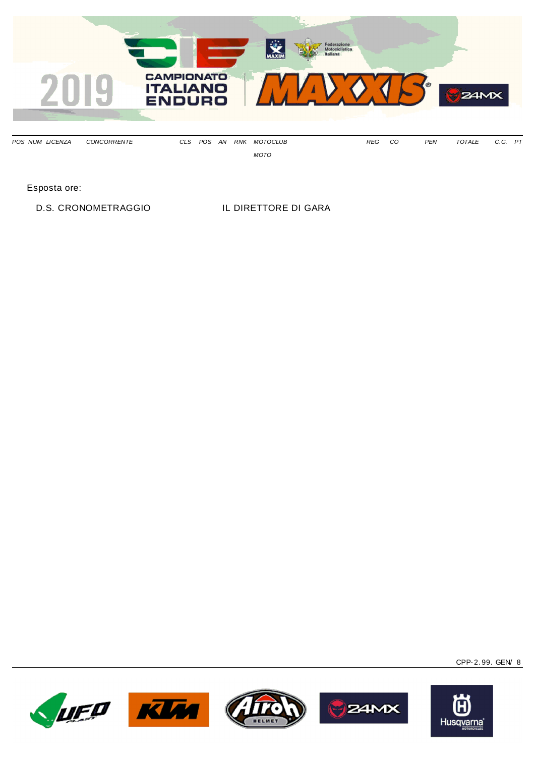| POS | NUM | LICENZA | CONCORRENTE | CLS | POS | AN | RNK | MOTOCLUB<br>MOTO | REG | CO | PEN | TOTALE | C.G. | PT |
|---|---|---|---|---|---|---|---|---|---|---|---|---|---|---|

Esposta ore:

D.S. CRONOMETRAGGIO

IL DIRETTORE DI GARA